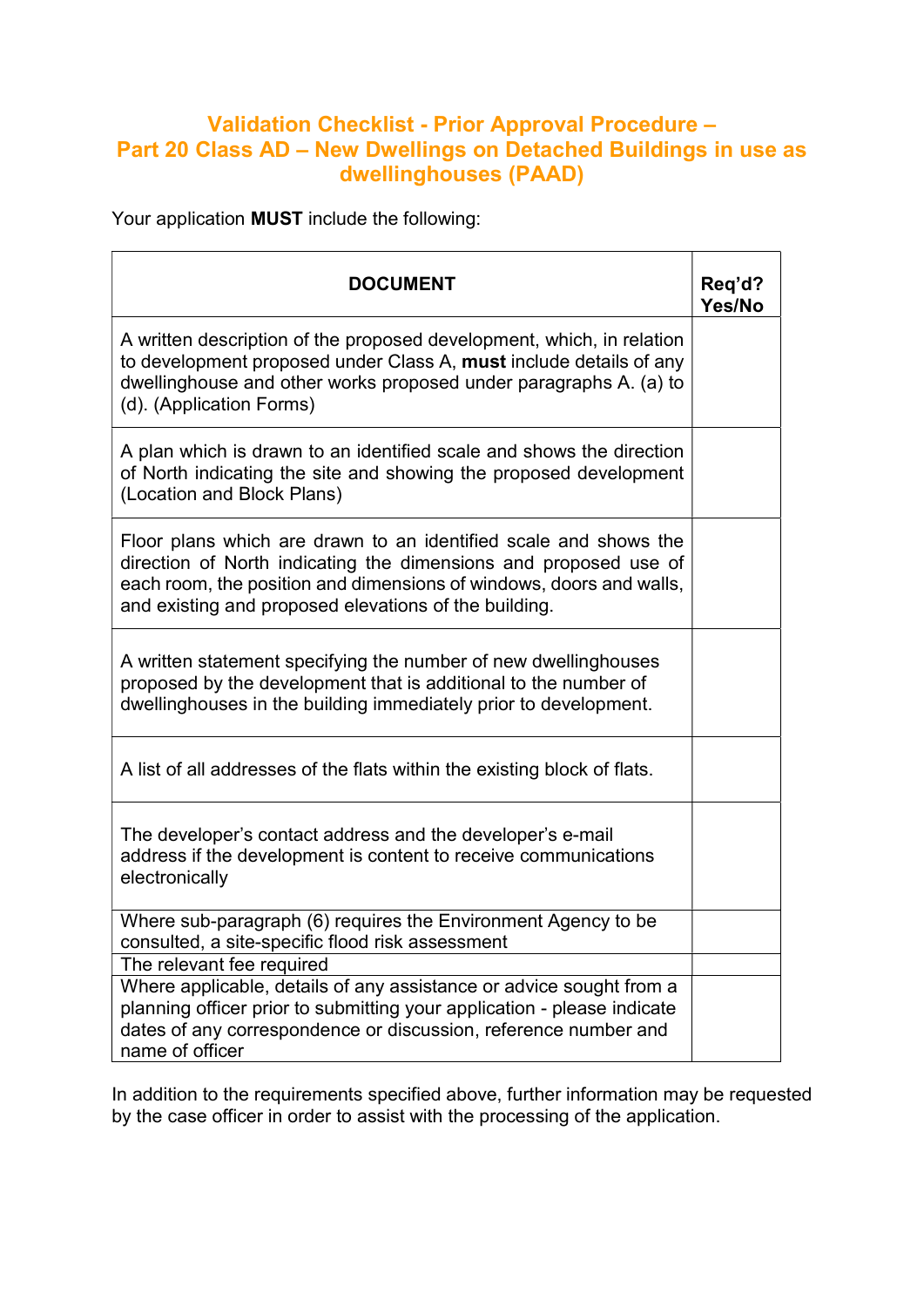# Validation Checklist - Prior Approval Procedure – Part 20 Class AD – New Dwellings on Detached Buildings in use as dwellinghouses (PAAD)

Your application **MUST** include the following:

| DOCUMENT | Req'd? Yes/No |
|---|---|
| A written description of the proposed development, which, in relation to development proposed under Class A, **must** include details of any dwellinghouse and other works proposed under paragraphs A. (a) to (d). (Application Forms) | |
| A plan which is drawn to an identified scale and shows the direction of North indicating the site and showing the proposed development (Location and Block Plans) | |
| Floor plans which are drawn to an identified scale and shows the direction of North indicating the dimensions and proposed use of each room, the position and dimensions of windows, doors and walls, and existing and proposed elevations of the building. | |
| A written statement specifying the number of new dwellinghouses proposed by the development that is additional to the number of dwellinghouses in the building immediately prior to development. | |
| A list of all addresses of the flats within the existing block of flats. | |
| The developer's contact address and the developer's e-mail address if the development is content to receive communications electronically | |
| Where sub-paragraph (6) requires the Environment Agency to be consulted, a site-specific flood risk assessment | |
| The relevant fee required | |
| Where applicable, details of any assistance or advice sought from a planning officer prior to submitting your application - please indicate dates of any correspondence or discussion, reference number and name of officer | |

In addition to the requirements specified above, further information may be requested by the case officer in order to assist with the processing of the application.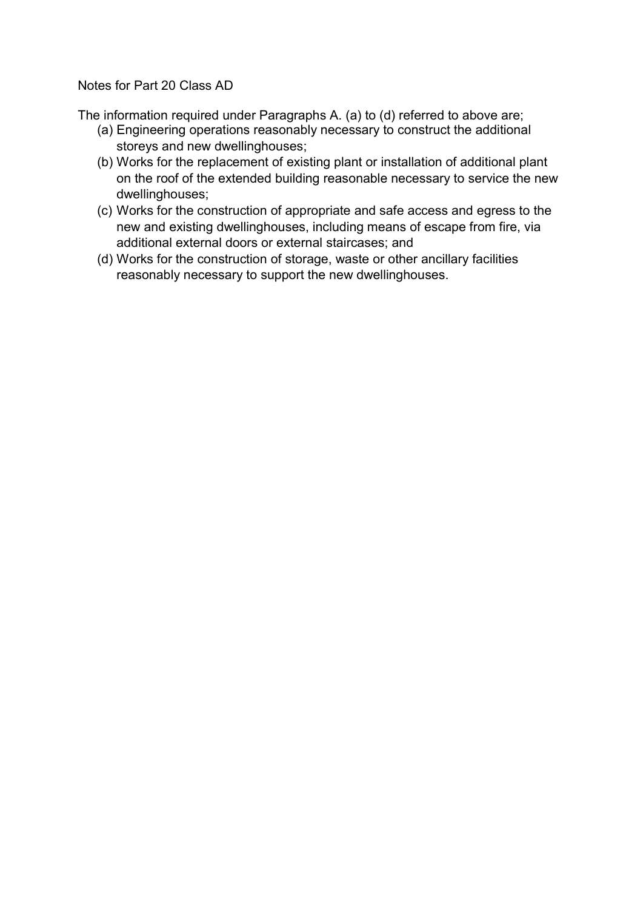Notes for Part 20 Class AD

The information required under Paragraphs A. (a) to (d) referred to above are;

(a) Engineering operations reasonably necessary to construct the additional storeys and new dwellinghouses;
(b) Works for the replacement of existing plant or installation of additional plant on the roof of the extended building reasonable necessary to service the new dwellinghouses;
(c) Works for the construction of appropriate and safe access and egress to the new and existing dwellinghouses, including means of escape from fire, via additional external doors or external staircases; and
(d) Works for the construction of storage, waste or other ancillary facilities reasonably necessary to support the new dwellinghouses.